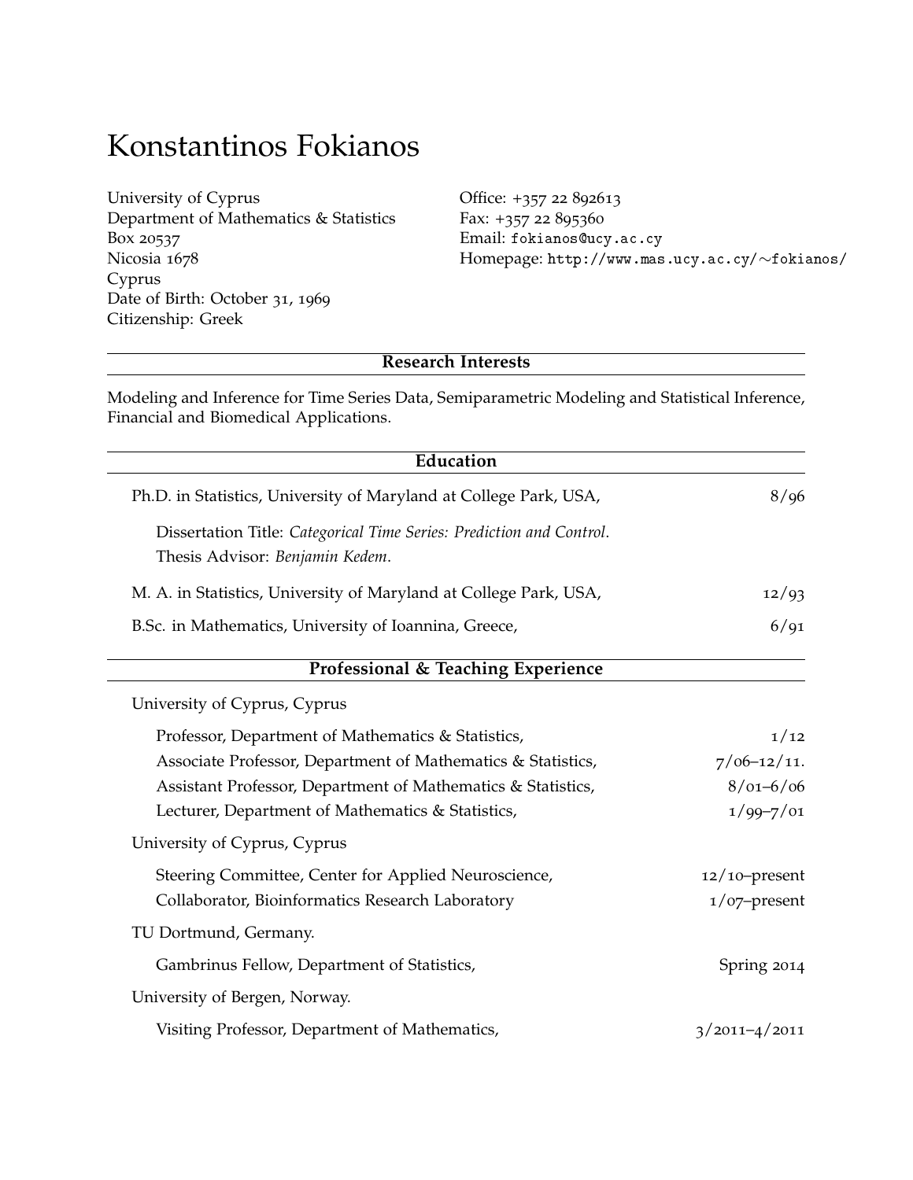# Konstantinos Fokianos

University of Cyprus
Department of Mathematics & Statistics
Box 20537
Nicosia 1678
Cyprus
Date of Birth: October 31, 1969
Citizenship: Greek

Office: +357 22 892613
Fax: +357 22 895360
Email: fokianos@ucy.ac.cy
Homepage: http://www.mas.ucy.ac.cy/∼fokianos/

## Research Interests

Modeling and Inference for Time Series Data, Semiparametric Modeling and Statistical Inference, Financial and Biomedical Applications.

## Education

Ph.D. in Statistics, University of Maryland at College Park, USA, — 8/96

Dissertation Title: *Categorical Time Series: Prediction and Control*.
Thesis Advisor: *Benjamin Kedem*.

M. A. in Statistics, University of Maryland at College Park, USA, — 12/93

B.Sc. in Mathematics, University of Ioannina, Greece, — 6/91

## Professional & Teaching Experience

University of Cyprus, Cyprus

- Professor, Department of Mathematics & Statistics, — 1/12
- Associate Professor, Department of Mathematics & Statistics, — 7/06–12/11.
- Assistant Professor, Department of Mathematics & Statistics, — 8/01–6/06
- Lecturer, Department of Mathematics & Statistics, — 1/99–7/01

University of Cyprus, Cyprus

- Steering Committee, Center for Applied Neuroscience, — 12/10–present
- Collaborator, Bioinformatics Research Laboratory — 1/07–present

TU Dortmund, Germany.

- Gambrinus Fellow, Department of Statistics, — Spring 2014

University of Bergen, Norway.

- Visiting Professor, Department of Mathematics, — 3/2011–4/2011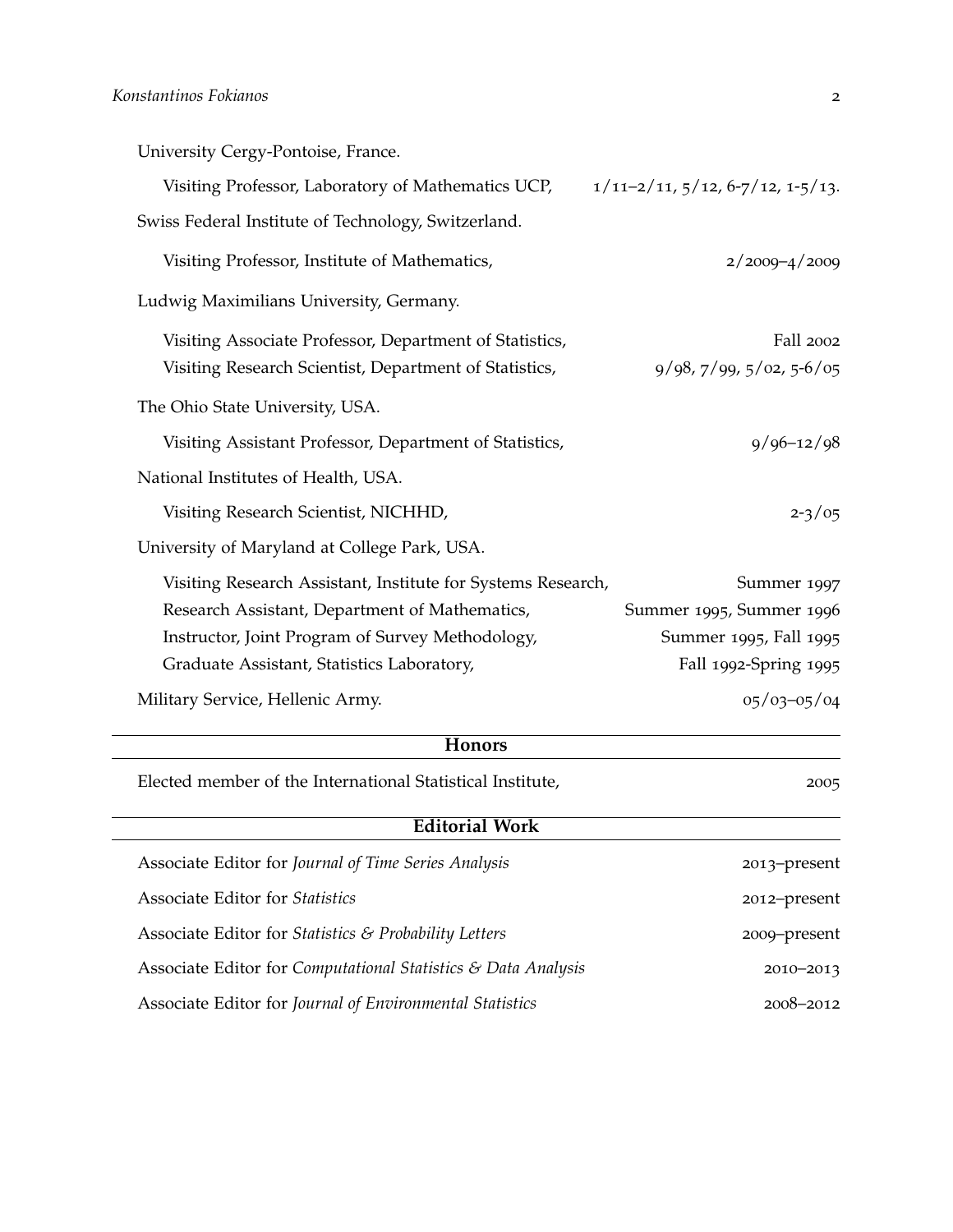University Cergy-Pontoise, France.

Visiting Professor, Laboratory of Mathematics UCP, 1/11–2/11, 5/12, 6-7/12, 1-5/13.

Swiss Federal Institute of Technology, Switzerland.

Visiting Professor, Institute of Mathematics, 2/2009–4/2009

Ludwig Maximilians University, Germany.

Visiting Associate Professor, Department of Statistics, Fall 2002
Visiting Research Scientist, Department of Statistics, 9/98, 7/99, 5/02, 5-6/05

The Ohio State University, USA.

Visiting Assistant Professor, Department of Statistics, 9/96–12/98

National Institutes of Health, USA.

Visiting Research Scientist, NICHHD, 2-3/05

University of Maryland at College Park, USA.

Visiting Research Assistant, Institute for Systems Research, Summer 1997
Research Assistant, Department of Mathematics, Summer 1995, Summer 1996
Instructor, Joint Program of Survey Methodology, Summer 1995, Fall 1995
Graduate Assistant, Statistics Laboratory, Fall 1992-Spring 1995

Military Service, Hellenic Army. 05/03–05/04

## Honors

Elected member of the International Statistical Institute, 2005

## Editorial Work

Associate Editor for *Journal of Time Series Analysis* 2013–present

Associate Editor for *Statistics* 2012–present

Associate Editor for *Statistics & Probability Letters* 2009–present

Associate Editor for *Computational Statistics & Data Analysis* 2010–2013

Associate Editor for *Journal of Environmental Statistics* 2008–2012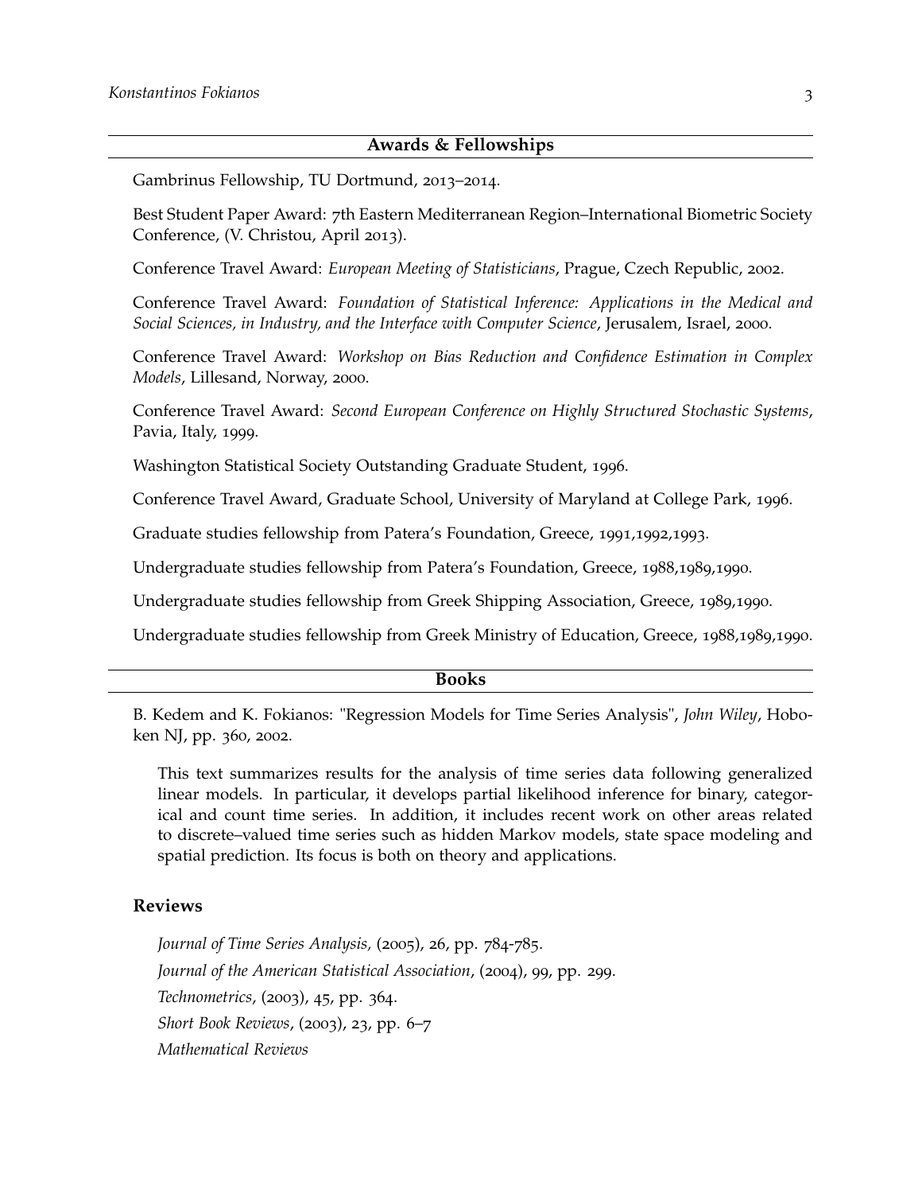## Awards & Fellowships

Gambrinus Fellowship, TU Dortmund, 2013–2014.

Best Student Paper Award: 7th Eastern Mediterranean Region–International Biometric Society Conference, (V. Christou, April 2013).

Conference Travel Award: *European Meeting of Statisticians*, Prague, Czech Republic, 2002.

Conference Travel Award: *Foundation of Statistical Inference: Applications in the Medical and Social Sciences, in Industry, and the Interface with Computer Science*, Jerusalem, Israel, 2000.

Conference Travel Award: *Workshop on Bias Reduction and Confidence Estimation in Complex Models*, Lillesand, Norway, 2000.

Conference Travel Award: *Second European Conference on Highly Structured Stochastic Systems*, Pavia, Italy, 1999.

Washington Statistical Society Outstanding Graduate Student, 1996.

Conference Travel Award, Graduate School, University of Maryland at College Park, 1996.

Graduate studies fellowship from Patera's Foundation, Greece, 1991,1992,1993.

Undergraduate studies fellowship from Patera's Foundation, Greece, 1988,1989,1990.

Undergraduate studies fellowship from Greek Shipping Association, Greece, 1989,1990.

Undergraduate studies fellowship from Greek Ministry of Education, Greece, 1988,1989,1990.

## Books

B. Kedem and K. Fokianos: "Regression Models for Time Series Analysis", *John Wiley*, Hoboken NJ, pp. 360, 2002.

This text summarizes results for the analysis of time series data following generalized linear models. In particular, it develops partial likelihood inference for binary, categorical and count time series. In addition, it includes recent work on other areas related to discrete–valued time series such as hidden Markov models, state space modeling and spatial prediction. Its focus is both on theory and applications.

### Reviews

*Journal of Time Series Analysis,* (2005), 26, pp. 784-785.

*Journal of the American Statistical Association*, (2004), 99, pp. 299.

*Technometrics*, (2003), 45, pp. 364.

*Short Book Reviews*, (2003), 23, pp. 6–7

*Mathematical Reviews*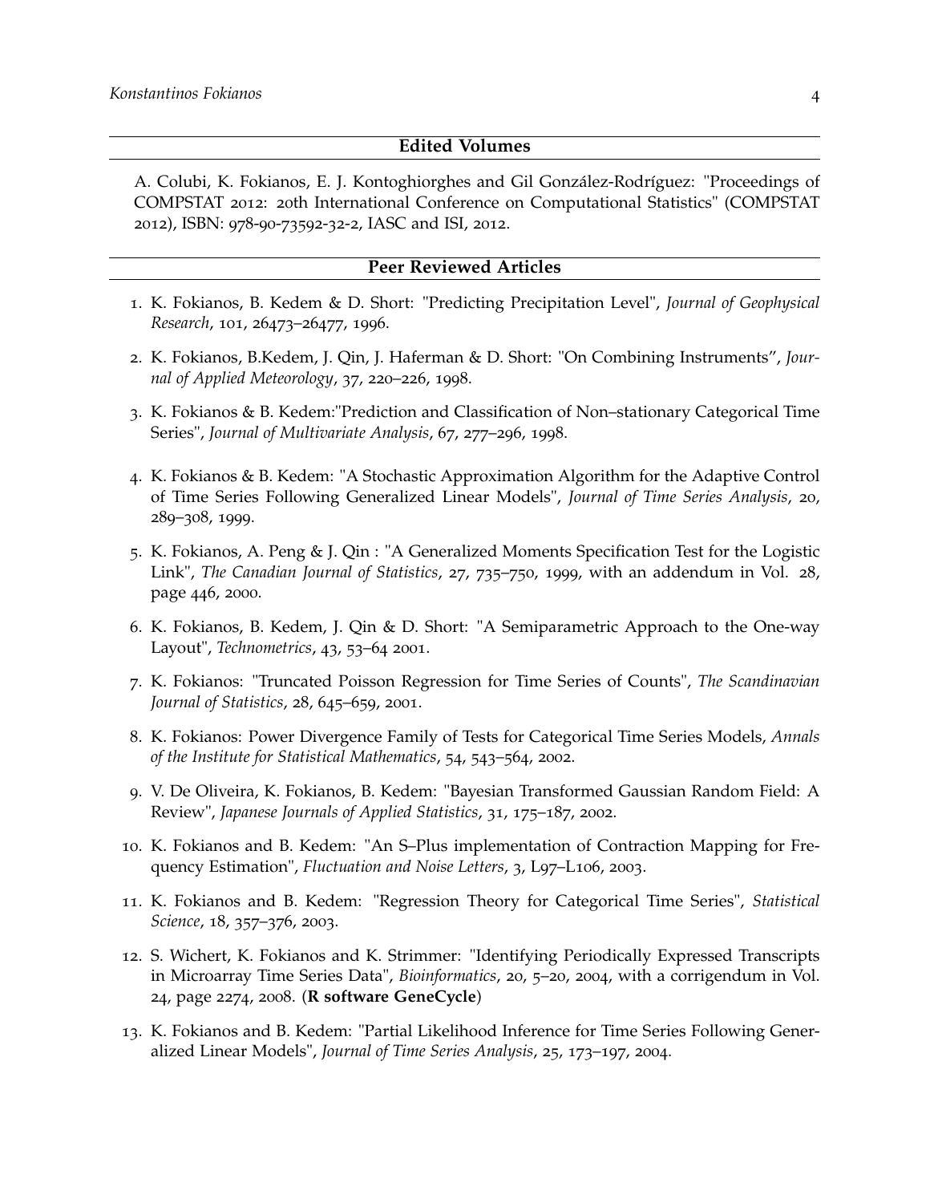## Edited Volumes

A. Colubi, K. Fokianos, E. J. Kontoghiorghes and Gil González-Rodríguez: "Proceedings of COMPSTAT 2012: 20th International Conference on Computational Statistics" (COMPSTAT 2012), ISBN: 978-90-73592-32-2, IASC and ISI, 2012.

## Peer Reviewed Articles

1. K. Fokianos, B. Kedem & D. Short: "Predicting Precipitation Level", *Journal of Geophysical Research*, 101, 26473–26477, 1996.
2. K. Fokianos, B.Kedem, J. Qin, J. Haferman & D. Short: "On Combining Instruments", *Journal of Applied Meteorology*, 37, 220–226, 1998.
3. K. Fokianos & B. Kedem:"Prediction and Classification of Non–stationary Categorical Time Series", *Journal of Multivariate Analysis*, 67, 277–296, 1998.
4. K. Fokianos & B. Kedem: "A Stochastic Approximation Algorithm for the Adaptive Control of Time Series Following Generalized Linear Models", *Journal of Time Series Analysis*, 20, 289–308, 1999.
5. K. Fokianos, A. Peng & J. Qin : "A Generalized Moments Specification Test for the Logistic Link", *The Canadian Journal of Statistics*, 27, 735–750, 1999, with an addendum in Vol. 28, page 446, 2000.
6. K. Fokianos, B. Kedem, J. Qin & D. Short: "A Semiparametric Approach to the One-way Layout", *Technometrics*, 43, 53–64 2001.
7. K. Fokianos: "Truncated Poisson Regression for Time Series of Counts", *The Scandinavian Journal of Statistics*, 28, 645–659, 2001.
8. K. Fokianos: Power Divergence Family of Tests for Categorical Time Series Models, *Annals of the Institute for Statistical Mathematics*, 54, 543–564, 2002.
9. V. De Oliveira, K. Fokianos, B. Kedem: "Bayesian Transformed Gaussian Random Field: A Review", *Japanese Journals of Applied Statistics*, 31, 175–187, 2002.
10. K. Fokianos and B. Kedem: "An S–Plus implementation of Contraction Mapping for Frequency Estimation", *Fluctuation and Noise Letters*, 3, L97–L106, 2003.
11. K. Fokianos and B. Kedem: "Regression Theory for Categorical Time Series", *Statistical Science*, 18, 357–376, 2003.
12. S. Wichert, K. Fokianos and K. Strimmer: "Identifying Periodically Expressed Transcripts in Microarray Time Series Data", *Bioinformatics*, 20, 5–20, 2004, with a corrigendum in Vol. 24, page 2274, 2008. (**R software GeneCycle**)
13. K. Fokianos and B. Kedem: "Partial Likelihood Inference for Time Series Following Generalized Linear Models", *Journal of Time Series Analysis*, 25, 173–197, 2004.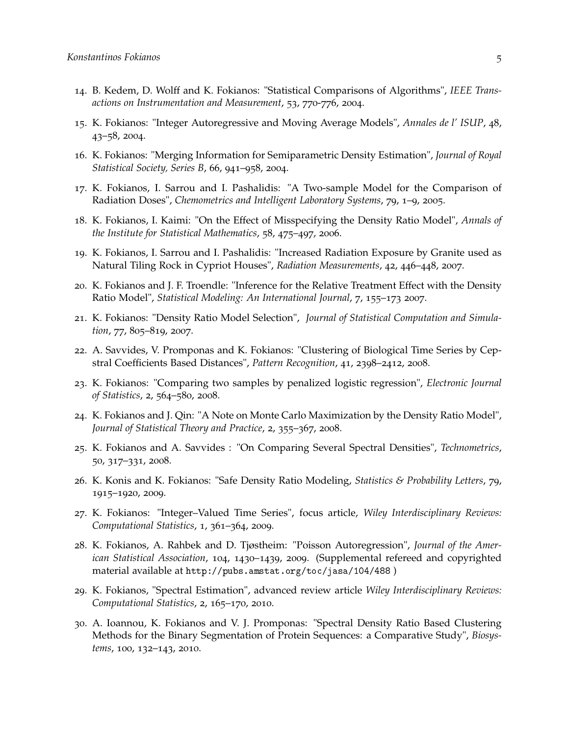14. B. Kedem, D. Wolff and K. Fokianos: "Statistical Comparisons of Algorithms", *IEEE Transactions on Instrumentation and Measurement*, 53, 770-776, 2004.

15. K. Fokianos: "Integer Autoregressive and Moving Average Models", *Annales de l' ISUP*, 48, 43–58, 2004.

16. K. Fokianos: "Merging Information for Semiparametric Density Estimation", *Journal of Royal Statistical Society, Series B*, 66, 941–958, 2004.

17. K. Fokianos, I. Sarrou and I. Pashalidis: "A Two-sample Model for the Comparison of Radiation Doses", *Chemometrics and Intelligent Laboratory Systems*, 79, 1–9, 2005.

18. K. Fokianos, I. Kaimi: "On the Effect of Misspecifying the Density Ratio Model", *Annals of the Institute for Statistical Mathematics*, 58, 475–497, 2006.

19. K. Fokianos, I. Sarrou and I. Pashalidis: "Increased Radiation Exposure by Granite used as Natural Tiling Rock in Cypriot Houses", *Radiation Measurements*, 42, 446–448, 2007.

20. K. Fokianos and J. F. Troendle: "Inference for the Relative Treatment Effect with the Density Ratio Model", *Statistical Modeling: An International Journal*, 7, 155–173 2007.

21. K. Fokianos: "Density Ratio Model Selection", *Journal of Statistical Computation and Simulation*, 77, 805–819, 2007.

22. A. Savvides, V. Promponas and K. Fokianos: "Clustering of Biological Time Series by Cepstral Coefficients Based Distances", *Pattern Recognition*, 41, 2398–2412, 2008.

23. K. Fokianos: "Comparing two samples by penalized logistic regression", *Electronic Journal of Statistics*, 2, 564–580, 2008.

24. K. Fokianos and J. Qin: "A Note on Monte Carlo Maximization by the Density Ratio Model", *Journal of Statistical Theory and Practice*, 2, 355–367, 2008.

25. K. Fokianos and A. Savvides : "On Comparing Several Spectral Densities", *Technometrics*, 50, 317–331, 2008.

26. K. Konis and K. Fokianos: "Safe Density Ratio Modeling, *Statistics & Probability Letters*, 79, 1915–1920, 2009.

27. K. Fokianos: "Integer–Valued Time Series", focus article, *Wiley Interdisciplinary Reviews: Computational Statistics*, 1, 361–364, 2009.

28. K. Fokianos, A. Rahbek and D. Tjøstheim: "Poisson Autoregression", *Journal of the American Statistical Association*, 104, 1430–1439, 2009. (Supplemental refereed and copyrighted material available at http://pubs.amstat.org/toc/jasa/104/488 )

29. K. Fokianos, "Spectral Estimation", advanced review article *Wiley Interdisciplinary Reviews: Computational Statistics*, 2, 165–170, 2010.

30. A. Ioannou, K. Fokianos and V. J. Promponas: "Spectral Density Ratio Based Clustering Methods for the Binary Segmentation of Protein Sequences: a Comparative Study", *Biosystems*, 100, 132–143, 2010.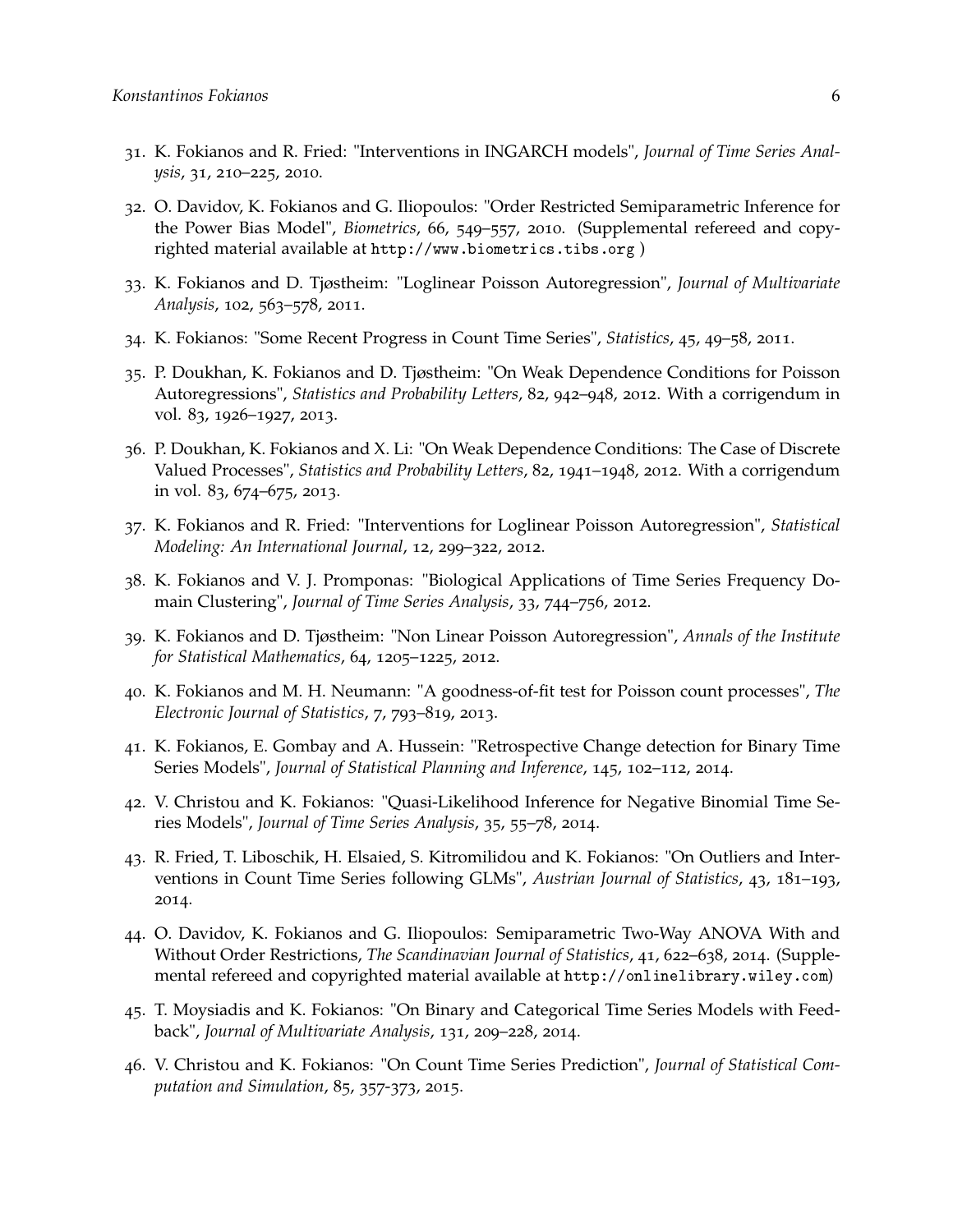31. K. Fokianos and R. Fried: "Interventions in INGARCH models", *Journal of Time Series Analysis*, 31, 210–225, 2010.

32. O. Davidov, K. Fokianos and G. Iliopoulos: "Order Restricted Semiparametric Inference for the Power Bias Model", *Biometrics*, 66, 549–557, 2010. (Supplemental refereed and copyrighted material available at `http://www.biometrics.tibs.org` )

33. K. Fokianos and D. Tjøstheim: "Loglinear Poisson Autoregression", *Journal of Multivariate Analysis*, 102, 563–578, 2011.

34. K. Fokianos: "Some Recent Progress in Count Time Series", *Statistics*, 45, 49–58, 2011.

35. P. Doukhan, K. Fokianos and D. Tjøstheim: "On Weak Dependence Conditions for Poisson Autoregressions", *Statistics and Probability Letters*, 82, 942–948, 2012. With a corrigendum in vol. 83, 1926–1927, 2013.

36. P. Doukhan, K. Fokianos and X. Li: "On Weak Dependence Conditions: The Case of Discrete Valued Processes", *Statistics and Probability Letters*, 82, 1941–1948, 2012. With a corrigendum in vol. 83, 674–675, 2013.

37. K. Fokianos and R. Fried: "Interventions for Loglinear Poisson Autoregression", *Statistical Modeling: An International Journal*, 12, 299–322, 2012.

38. K. Fokianos and V. J. Promponas: "Biological Applications of Time Series Frequency Domain Clustering", *Journal of Time Series Analysis*, 33, 744–756, 2012.

39. K. Fokianos and D. Tjøstheim: "Non Linear Poisson Autoregression", *Annals of the Institute for Statistical Mathematics*, 64, 1205–1225, 2012.

40. K. Fokianos and M. H. Neumann: "A goodness-of-fit test for Poisson count processes", *The Electronic Journal of Statistics*, 7, 793–819, 2013.

41. K. Fokianos, E. Gombay and A. Hussein: "Retrospective Change detection for Binary Time Series Models", *Journal of Statistical Planning and Inference*, 145, 102–112, 2014.

42. V. Christou and K. Fokianos: "Quasi-Likelihood Inference for Negative Binomial Time Series Models", *Journal of Time Series Analysis*, 35, 55–78, 2014.

43. R. Fried, T. Liboschik, H. Elsaied, S. Kitromilidou and K. Fokianos: "On Outliers and Interventions in Count Time Series following GLMs", *Austrian Journal of Statistics*, 43, 181–193, 2014.

44. O. Davidov, K. Fokianos and G. Iliopoulos: Semiparametric Two-Way ANOVA With and Without Order Restrictions, *The Scandinavian Journal of Statistics*, 41, 622–638, 2014. (Supplemental refereed and copyrighted material available at `http://onlinelibrary.wiley.com`)

45. T. Moysiadis and K. Fokianos: "On Binary and Categorical Time Series Models with Feedback", *Journal of Multivariate Analysis*, 131, 209–228, 2014.

46. V. Christou and K. Fokianos: "On Count Time Series Prediction", *Journal of Statistical Computation and Simulation*, 85, 357-373, 2015.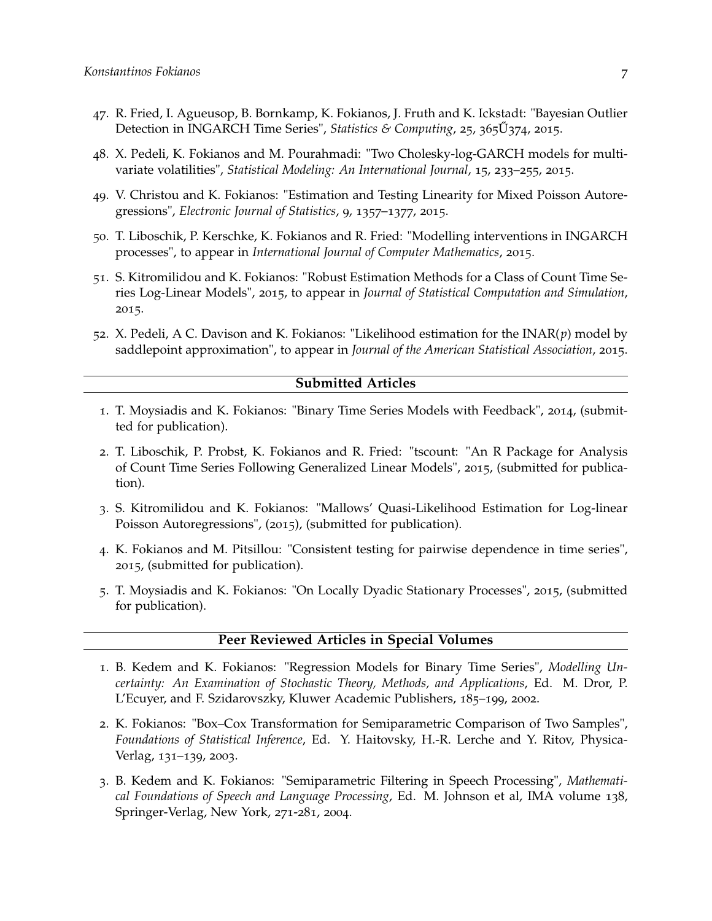47. R. Fried, I. Agueusop, B. Bornkamp, K. Fokianos, J. Fruth and K. Ickstadt: "Bayesian Outlier Detection in INGARCH Time Series", *Statistics & Computing*, 25, 365Ű374, 2015.

48. X. Pedeli, K. Fokianos and M. Pourahmadi: "Two Cholesky-log-GARCH models for multivariate volatilities", *Statistical Modeling: An International Journal*, 15, 233–255, 2015.

49. V. Christou and K. Fokianos: "Estimation and Testing Linearity for Mixed Poisson Autoregressions", *Electronic Journal of Statistics*, 9, 1357–1377, 2015.

50. T. Liboschik, P. Kerschke, K. Fokianos and R. Fried: "Modelling interventions in INGARCH processes", to appear in *International Journal of Computer Mathematics*, 2015.

51. S. Kitromilidou and K. Fokianos: "Robust Estimation Methods for a Class of Count Time Series Log-Linear Models", 2015, to appear in *Journal of Statistical Computation and Simulation*, 2015.

52. X. Pedeli, A C. Davison and K. Fokianos: "Likelihood estimation for the INAR($p$) model by saddlepoint approximation", to appear in *Journal of the American Statistical Association*, 2015.

## Submitted Articles

1. T. Moysiadis and K. Fokianos: "Binary Time Series Models with Feedback", 2014, (submitted for publication).

2. T. Liboschik, P. Probst, K. Fokianos and R. Fried: "tscount: "An R Package for Analysis of Count Time Series Following Generalized Linear Models", 2015, (submitted for publication).

3. S. Kitromilidou and K. Fokianos: "Mallows' Quasi-Likelihood Estimation for Log-linear Poisson Autoregressions", (2015), (submitted for publication).

4. K. Fokianos and M. Pitsillou: "Consistent testing for pairwise dependence in time series", 2015, (submitted for publication).

5. T. Moysiadis and K. Fokianos: "On Locally Dyadic Stationary Processes", 2015, (submitted for publication).

## Peer Reviewed Articles in Special Volumes

1. B. Kedem and K. Fokianos: "Regression Models for Binary Time Series", *Modelling Uncertainty: An Examination of Stochastic Theory, Methods, and Applications*, Ed. M. Dror, P. L'Ecuyer, and F. Szidarovszky, Kluwer Academic Publishers, 185–199, 2002.

2. K. Fokianos: "Box–Cox Transformation for Semiparametric Comparison of Two Samples", *Foundations of Statistical Inference*, Ed. Y. Haitovsky, H.-R. Lerche and Y. Ritov, Physica-Verlag, 131–139, 2003.

3. B. Kedem and K. Fokianos: "Semiparametric Filtering in Speech Processing", *Mathematical Foundations of Speech and Language Processing*, Ed. M. Johnson et al, IMA volume 138, Springer-Verlag, New York, 271-281, 2004.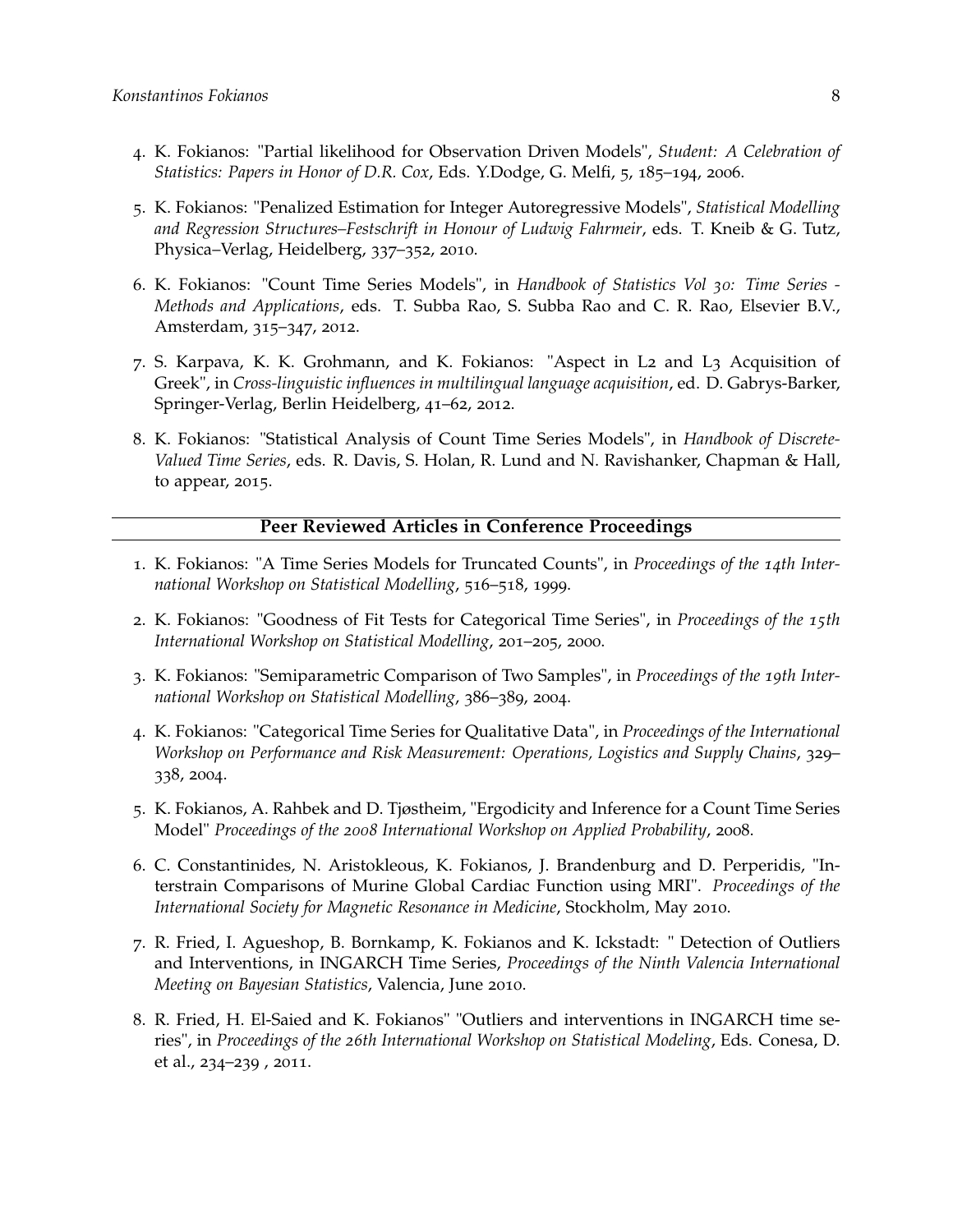4. K. Fokianos: "Partial likelihood for Observation Driven Models", *Student: A Celebration of Statistics: Papers in Honor of D.R. Cox*, Eds. Y.Dodge, G. Melfi, 5, 185–194, 2006.

5. K. Fokianos: "Penalized Estimation for Integer Autoregressive Models", *Statistical Modelling and Regression Structures–Festschrift in Honour of Ludwig Fahrmeir*, eds. T. Kneib & G. Tutz, Physica–Verlag, Heidelberg, 337–352, 2010.

6. K. Fokianos: "Count Time Series Models", in *Handbook of Statistics Vol 30: Time Series - Methods and Applications*, eds. T. Subba Rao, S. Subba Rao and C. R. Rao, Elsevier B.V., Amsterdam, 315–347, 2012.

7. S. Karpava, K. K. Grohmann, and K. Fokianos: "Aspect in L2 and L3 Acquisition of Greek", in *Cross-linguistic influences in multilingual language acquisition*, ed. D. Gabrys-Barker, Springer-Verlag, Berlin Heidelberg, 41–62, 2012.

8. K. Fokianos: "Statistical Analysis of Count Time Series Models", in *Handbook of Discrete-Valued Time Series*, eds. R. Davis, S. Holan, R. Lund and N. Ravishanker, Chapman & Hall, to appear, 2015.

## Peer Reviewed Articles in Conference Proceedings

1. K. Fokianos: "A Time Series Models for Truncated Counts", in *Proceedings of the 14th International Workshop on Statistical Modelling*, 516–518, 1999.

2. K. Fokianos: "Goodness of Fit Tests for Categorical Time Series", in *Proceedings of the 15th International Workshop on Statistical Modelling*, 201–205, 2000.

3. K. Fokianos: "Semiparametric Comparison of Two Samples", in *Proceedings of the 19th International Workshop on Statistical Modelling*, 386–389, 2004.

4. K. Fokianos: "Categorical Time Series for Qualitative Data", in *Proceedings of the International Workshop on Performance and Risk Measurement: Operations, Logistics and Supply Chains*, 329–338, 2004.

5. K. Fokianos, A. Rahbek and D. Tjøstheim, "Ergodicity and Inference for a Count Time Series Model" *Proceedings of the 2008 International Workshop on Applied Probability*, 2008.

6. C. Constantinides, N. Aristokleous, K. Fokianos, J. Brandenburg and D. Perperidis, "Interstrain Comparisons of Murine Global Cardiac Function using MRI". *Proceedings of the International Society for Magnetic Resonance in Medicine*, Stockholm, May 2010.

7. R. Fried, I. Agueshop, B. Bornkamp, K. Fokianos and K. Ickstadt: " Detection of Outliers and Interventions, in INGARCH Time Series, *Proceedings of the Ninth Valencia International Meeting on Bayesian Statistics*, Valencia, June 2010.

8. R. Fried, H. El-Saied and K. Fokianos" "Outliers and interventions in INGARCH time series", in *Proceedings of the 26th International Workshop on Statistical Modeling*, Eds. Conesa, D. et al., 234–239 , 2011.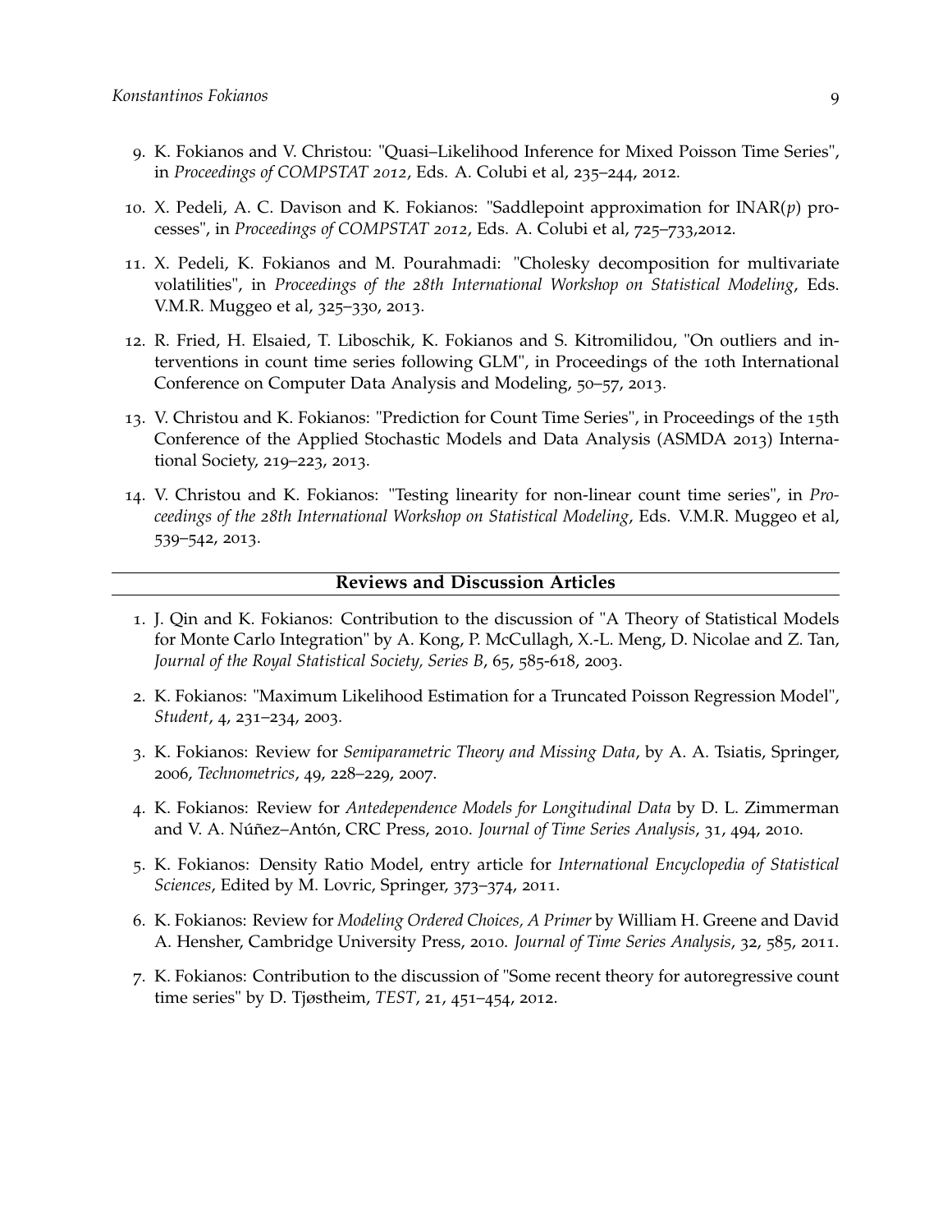9. K. Fokianos and V. Christou: "Quasi–Likelihood Inference for Mixed Poisson Time Series", in *Proceedings of COMPSTAT 2012*, Eds. A. Colubi et al, 235–244, 2012.

10. X. Pedeli, A. C. Davison and K. Fokianos: "Saddlepoint approximation for INAR($p$) processes", in *Proceedings of COMPSTAT 2012*, Eds. A. Colubi et al, 725–733,2012.

11. X. Pedeli, K. Fokianos and M. Pourahmadi: "Cholesky decomposition for multivariate volatilities", in *Proceedings of the 28th International Workshop on Statistical Modeling*, Eds. V.M.R. Muggeo et al, 325–330, 2013.

12. R. Fried, H. Elsaied, T. Liboschik, K. Fokianos and S. Kitromilidou, "On outliers and interventions in count time series following GLM", in Proceedings of the 10th International Conference on Computer Data Analysis and Modeling, 50–57, 2013.

13. V. Christou and K. Fokianos: "Prediction for Count Time Series", in Proceedings of the 15th Conference of the Applied Stochastic Models and Data Analysis (ASMDA 2013) International Society, 219–223, 2013.

14. V. Christou and K. Fokianos: "Testing linearity for non-linear count time series", in *Proceedings of the 28th International Workshop on Statistical Modeling*, Eds. V.M.R. Muggeo et al, 539–542, 2013.

## Reviews and Discussion Articles

1. J. Qin and K. Fokianos: Contribution to the discussion of "A Theory of Statistical Models for Monte Carlo Integration" by A. Kong, P. McCullagh, X.-L. Meng, D. Nicolae and Z. Tan, *Journal of the Royal Statistical Society, Series B*, 65, 585-618, 2003.

2. K. Fokianos: "Maximum Likelihood Estimation for a Truncated Poisson Regression Model", *Student*, 4, 231–234, 2003.

3. K. Fokianos: Review for *Semiparametric Theory and Missing Data*, by A. A. Tsiatis, Springer, 2006, *Technometrics*, 49, 228–229, 2007.

4. K. Fokianos: Review for *Antedependence Models for Longitudinal Data* by D. L. Zimmerman and V. A. Núñez–Antón, CRC Press, 2010. *Journal of Time Series Analysis*, 31, 494, 2010.

5. K. Fokianos: Density Ratio Model, entry article for *International Encyclopedia of Statistical Sciences*, Edited by M. Lovric, Springer, 373–374, 2011.

6. K. Fokianos: Review for *Modeling Ordered Choices, A Primer* by William H. Greene and David A. Hensher, Cambridge University Press, 2010. *Journal of Time Series Analysis*, 32, 585, 2011.

7. K. Fokianos: Contribution to the discussion of "Some recent theory for autoregressive count time series" by D. Tjøstheim, *TEST*, 21, 451–454, 2012.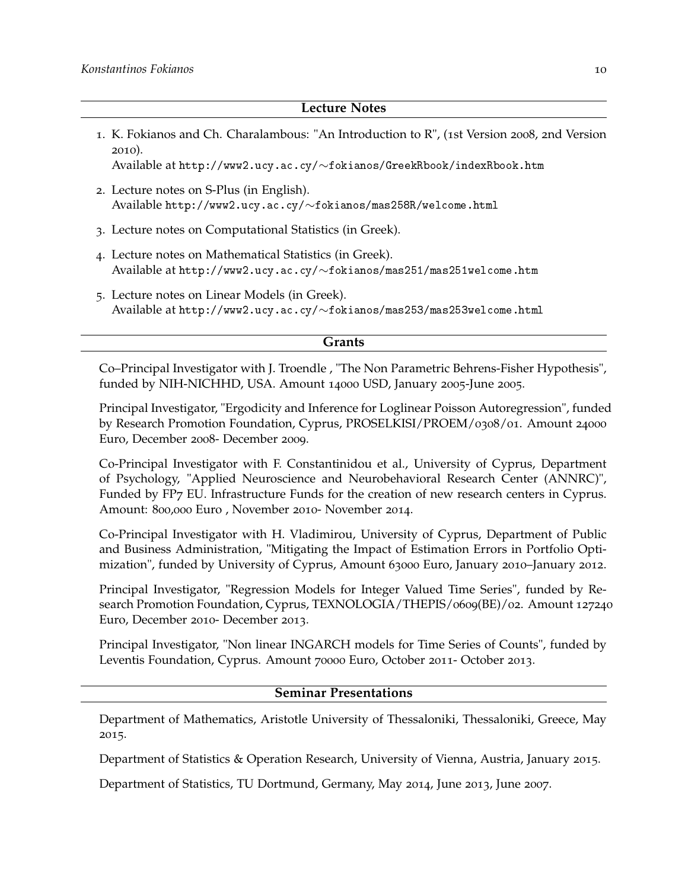## Lecture Notes

1. K. Fokianos and Ch. Charalambous: "An Introduction to R", (1st Version 2008, 2nd Version 2010).
   Available at http://www2.ucy.ac.cy/~fokianos/GreekRbook/indexRbook.htm
2. Lecture notes on S-Plus (in English).
   Available http://www2.ucy.ac.cy/~fokianos/mas258R/welcome.html
3. Lecture notes on Computational Statistics (in Greek).
4. Lecture notes on Mathematical Statistics (in Greek).
   Available at http://www2.ucy.ac.cy/~fokianos/mas251/mas251welcome.htm
5. Lecture notes on Linear Models (in Greek).
   Available at http://www2.ucy.ac.cy/~fokianos/mas253/mas253welcome.html

## Grants

Co–Principal Investigator with J. Troendle , "The Non Parametric Behrens-Fisher Hypothesis", funded by NIH-NICHHD, USA. Amount 14000 USD, January 2005-June 2005.

Principal Investigator, "Ergodicity and Inference for Loglinear Poisson Autoregression", funded by Research Promotion Foundation, Cyprus, PROSELKISI/PROEM/0308/01. Amount 24000 Euro, December 2008- December 2009.

Co-Principal Investigator with F. Constantinidou et al., University of Cyprus, Department of Psychology, "Applied Neuroscience and Neurobehavioral Research Center (ANNRC)", Funded by FP7 EU. Infrastructure Funds for the creation of new research centers in Cyprus. Amount: 800,000 Euro , November 2010- November 2014.

Co-Principal Investigator with H. Vladimirou, University of Cyprus, Department of Public and Business Administration, "Mitigating the Impact of Estimation Errors in Portfolio Optimization", funded by University of Cyprus, Amount 63000 Euro, January 2010–January 2012.

Principal Investigator, "Regression Models for Integer Valued Time Series", funded by Research Promotion Foundation, Cyprus, TEXNOLOGIA/THEPIS/0609(BE)/02. Amount 127240 Euro, December 2010- December 2013.

Principal Investigator, "Non linear INGARCH models for Time Series of Counts", funded by Leventis Foundation, Cyprus. Amount 70000 Euro, October 2011- October 2013.

## Seminar Presentations

Department of Mathematics, Aristotle University of Thessaloniki, Thessaloniki, Greece, May 2015.

Department of Statistics & Operation Research, University of Vienna, Austria, January 2015.

Department of Statistics, TU Dortmund, Germany, May 2014, June 2013, June 2007.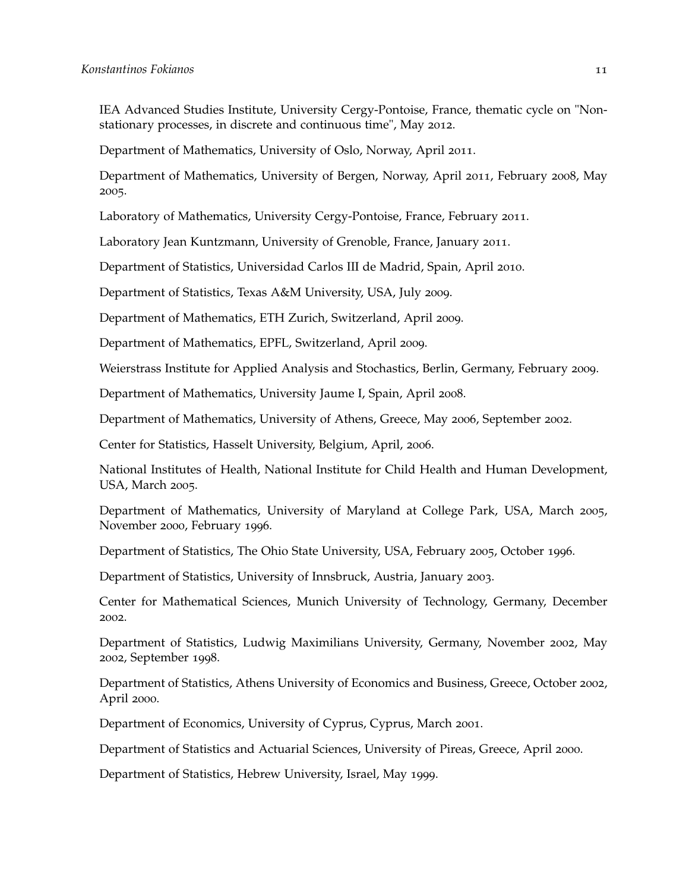IEA Advanced Studies Institute, University Cergy-Pontoise, France, thematic cycle on "Non-stationary processes, in discrete and continuous time", May 2012.

Department of Mathematics, University of Oslo, Norway, April 2011.

Department of Mathematics, University of Bergen, Norway, April 2011, February 2008, May 2005.

Laboratory of Mathematics, University Cergy-Pontoise, France, February 2011.

Laboratory Jean Kuntzmann, University of Grenoble, France, January 2011.

Department of Statistics, Universidad Carlos III de Madrid, Spain, April 2010.

Department of Statistics, Texas A&M University, USA, July 2009.

Department of Mathematics, ETH Zurich, Switzerland, April 2009.

Department of Mathematics, EPFL, Switzerland, April 2009.

Weierstrass Institute for Applied Analysis and Stochastics, Berlin, Germany, February 2009.

Department of Mathematics, University Jaume I, Spain, April 2008.

Department of Mathematics, University of Athens, Greece, May 2006, September 2002.

Center for Statistics, Hasselt University, Belgium, April, 2006.

National Institutes of Health, National Institute for Child Health and Human Development, USA, March 2005.

Department of Mathematics, University of Maryland at College Park, USA, March 2005, November 2000, February 1996.

Department of Statistics, The Ohio State University, USA, February 2005, October 1996.

Department of Statistics, University of Innsbruck, Austria, January 2003.

Center for Mathematical Sciences, Munich University of Technology, Germany, December 2002.

Department of Statistics, Ludwig Maximilians University, Germany, November 2002, May 2002, September 1998.

Department of Statistics, Athens University of Economics and Business, Greece, October 2002, April 2000.

Department of Economics, University of Cyprus, Cyprus, March 2001.

Department of Statistics and Actuarial Sciences, University of Pireas, Greece, April 2000.

Department of Statistics, Hebrew University, Israel, May 1999.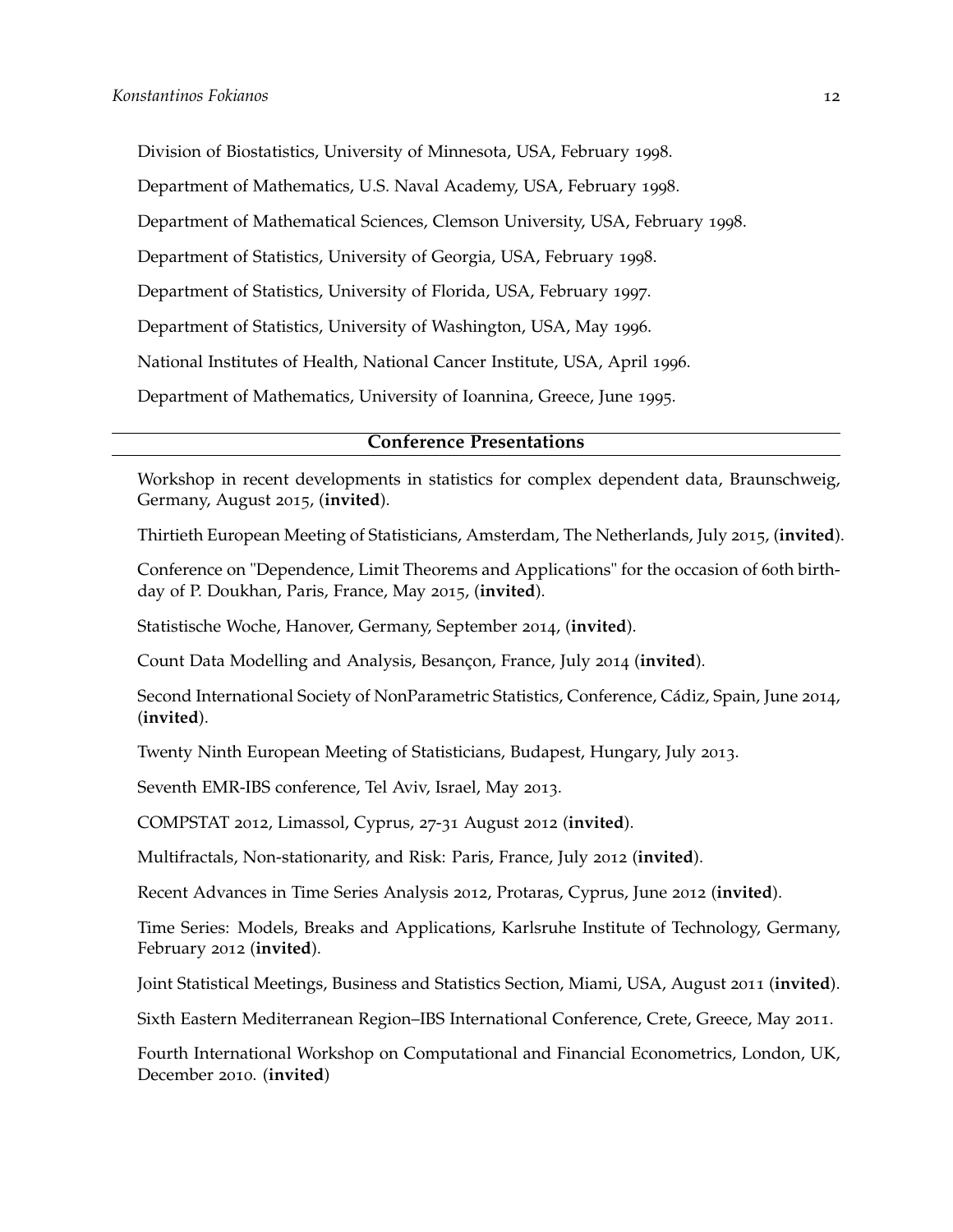Division of Biostatistics, University of Minnesota, USA, February 1998.

Department of Mathematics, U.S. Naval Academy, USA, February 1998.

Department of Mathematical Sciences, Clemson University, USA, February 1998.

Department of Statistics, University of Georgia, USA, February 1998.

Department of Statistics, University of Florida, USA, February 1997.

Department of Statistics, University of Washington, USA, May 1996.

National Institutes of Health, National Cancer Institute, USA, April 1996.

Department of Mathematics, University of Ioannina, Greece, June 1995.

## Conference Presentations

Workshop in recent developments in statistics for complex dependent data, Braunschweig, Germany, August 2015, (**invited**).

Thirtieth European Meeting of Statisticians, Amsterdam, The Netherlands, July 2015, (**invited**).

Conference on "Dependence, Limit Theorems and Applications" for the occasion of 60th birthday of P. Doukhan, Paris, France, May 2015, (**invited**).

Statistische Woche, Hanover, Germany, September 2014, (**invited**).

Count Data Modelling and Analysis, Besançon, France, July 2014 (**invited**).

Second International Society of NonParametric Statistics, Conference, Cádiz, Spain, June 2014, (**invited**).

Twenty Ninth European Meeting of Statisticians, Budapest, Hungary, July 2013.

Seventh EMR-IBS conference, Tel Aviv, Israel, May 2013.

COMPSTAT 2012, Limassol, Cyprus, 27-31 August 2012 (**invited**).

Multifractals, Non-stationarity, and Risk: Paris, France, July 2012 (**invited**).

Recent Advances in Time Series Analysis 2012, Protaras, Cyprus, June 2012 (**invited**).

Time Series: Models, Breaks and Applications, Karlsruhe Institute of Technology, Germany, February 2012 (**invited**).

Joint Statistical Meetings, Business and Statistics Section, Miami, USA, August 2011 (**invited**).

Sixth Eastern Mediterranean Region–IBS International Conference, Crete, Greece, May 2011.

Fourth International Workshop on Computational and Financial Econometrics, London, UK, December 2010. (**invited**)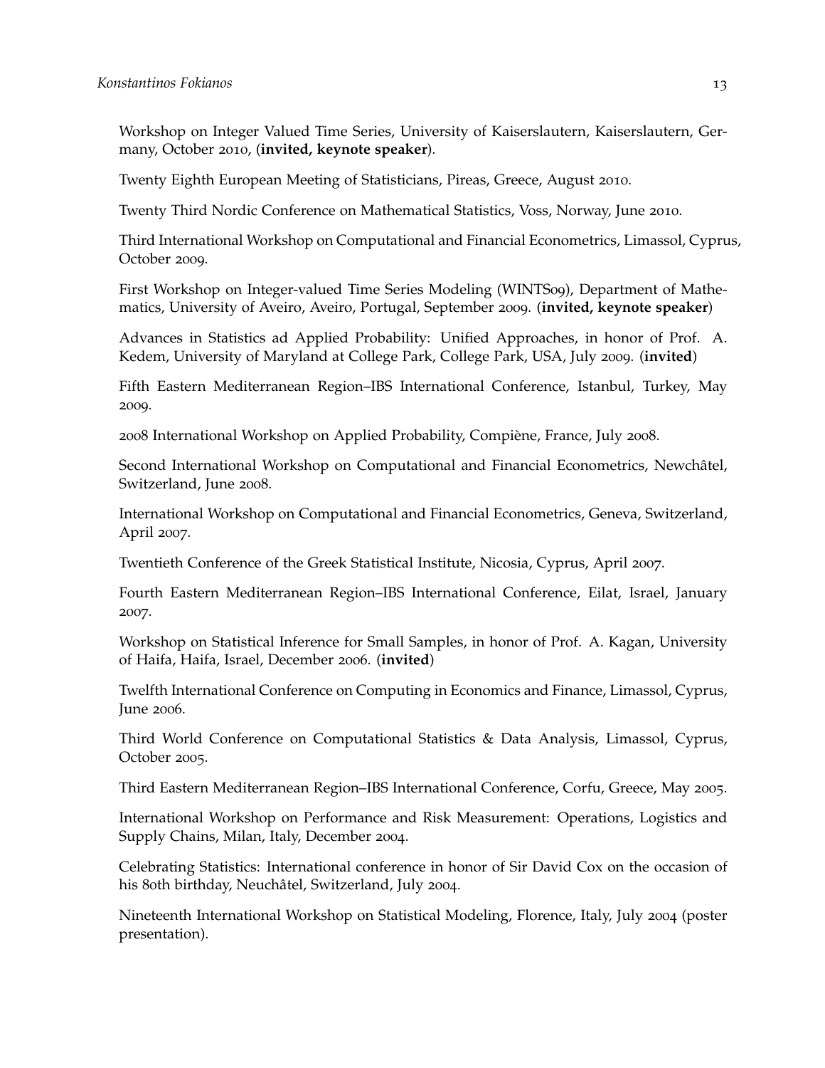Workshop on Integer Valued Time Series, University of Kaiserslautern, Kaiserslautern, Germany, October 2010, (**invited, keynote speaker**).

Twenty Eighth European Meeting of Statisticians, Pireas, Greece, August 2010.

Twenty Third Nordic Conference on Mathematical Statistics, Voss, Norway, June 2010.

Third International Workshop on Computational and Financial Econometrics, Limassol, Cyprus, October 2009.

First Workshop on Integer-valued Time Series Modeling (WINTS09), Department of Mathematics, University of Aveiro, Aveiro, Portugal, September 2009. (**invited, keynote speaker**)

Advances in Statistics ad Applied Probability: Unified Approaches, in honor of Prof. A. Kedem, University of Maryland at College Park, College Park, USA, July 2009. (**invited**)

Fifth Eastern Mediterranean Region–IBS International Conference, Istanbul, Turkey, May 2009.

2008 International Workshop on Applied Probability, Compiène, France, July 2008.

Second International Workshop on Computational and Financial Econometrics, Newchâtel, Switzerland, June 2008.

International Workshop on Computational and Financial Econometrics, Geneva, Switzerland, April 2007.

Twentieth Conference of the Greek Statistical Institute, Nicosia, Cyprus, April 2007.

Fourth Eastern Mediterranean Region–IBS International Conference, Eilat, Israel, January 2007.

Workshop on Statistical Inference for Small Samples, in honor of Prof. A. Kagan, University of Haifa, Haifa, Israel, December 2006. (**invited**)

Twelfth International Conference on Computing in Economics and Finance, Limassol, Cyprus, June 2006.

Third World Conference on Computational Statistics & Data Analysis, Limassol, Cyprus, October 2005.

Third Eastern Mediterranean Region–IBS International Conference, Corfu, Greece, May 2005.

International Workshop on Performance and Risk Measurement: Operations, Logistics and Supply Chains, Milan, Italy, December 2004.

Celebrating Statistics: International conference in honor of Sir David Cox on the occasion of his 80th birthday, Neuchâtel, Switzerland, July 2004.

Nineteenth International Workshop on Statistical Modeling, Florence, Italy, July 2004 (poster presentation).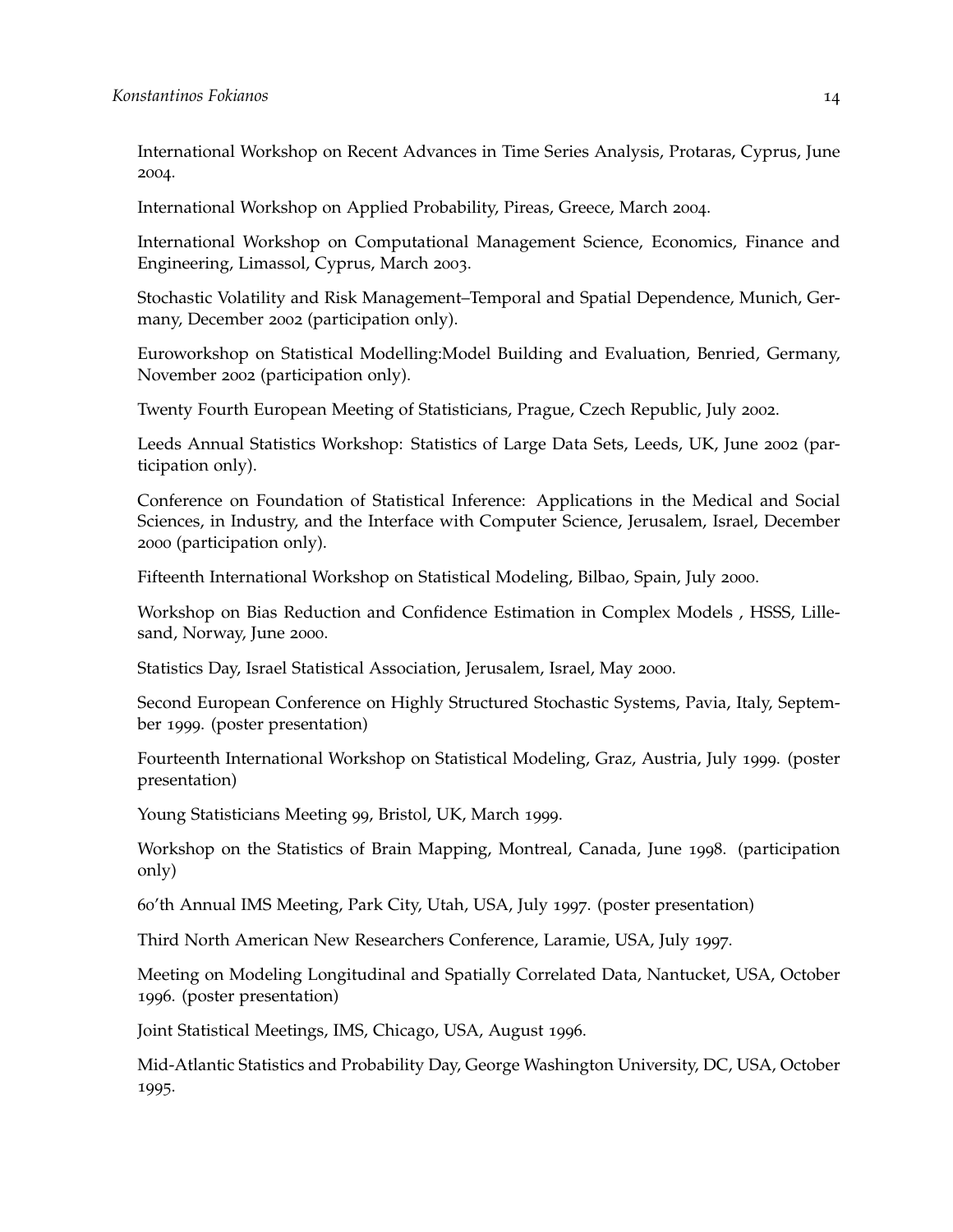International Workshop on Recent Advances in Time Series Analysis, Protaras, Cyprus, June 2004.

International Workshop on Applied Probability, Pireas, Greece, March 2004.

International Workshop on Computational Management Science, Economics, Finance and Engineering, Limassol, Cyprus, March 2003.

Stochastic Volatility and Risk Management–Temporal and Spatial Dependence, Munich, Germany, December 2002 (participation only).

Euroworkshop on Statistical Modelling:Model Building and Evaluation, Benried, Germany, November 2002 (participation only).

Twenty Fourth European Meeting of Statisticians, Prague, Czech Republic, July 2002.

Leeds Annual Statistics Workshop: Statistics of Large Data Sets, Leeds, UK, June 2002 (participation only).

Conference on Foundation of Statistical Inference: Applications in the Medical and Social Sciences, in Industry, and the Interface with Computer Science, Jerusalem, Israel, December 2000 (participation only).

Fifteenth International Workshop on Statistical Modeling, Bilbao, Spain, July 2000.

Workshop on Bias Reduction and Confidence Estimation in Complex Models , HSSS, Lillesand, Norway, June 2000.

Statistics Day, Israel Statistical Association, Jerusalem, Israel, May 2000.

Second European Conference on Highly Structured Stochastic Systems, Pavia, Italy, September 1999. (poster presentation)

Fourteenth International Workshop on Statistical Modeling, Graz, Austria, July 1999. (poster presentation)

Young Statisticians Meeting 99, Bristol, UK, March 1999.

Workshop on the Statistics of Brain Mapping, Montreal, Canada, June 1998. (participation only)

60'th Annual IMS Meeting, Park City, Utah, USA, July 1997. (poster presentation)

Third North American New Researchers Conference, Laramie, USA, July 1997.

Meeting on Modeling Longitudinal and Spatially Correlated Data, Nantucket, USA, October 1996. (poster presentation)

Joint Statistical Meetings, IMS, Chicago, USA, August 1996.

Mid-Atlantic Statistics and Probability Day, George Washington University, DC, USA, October 1995.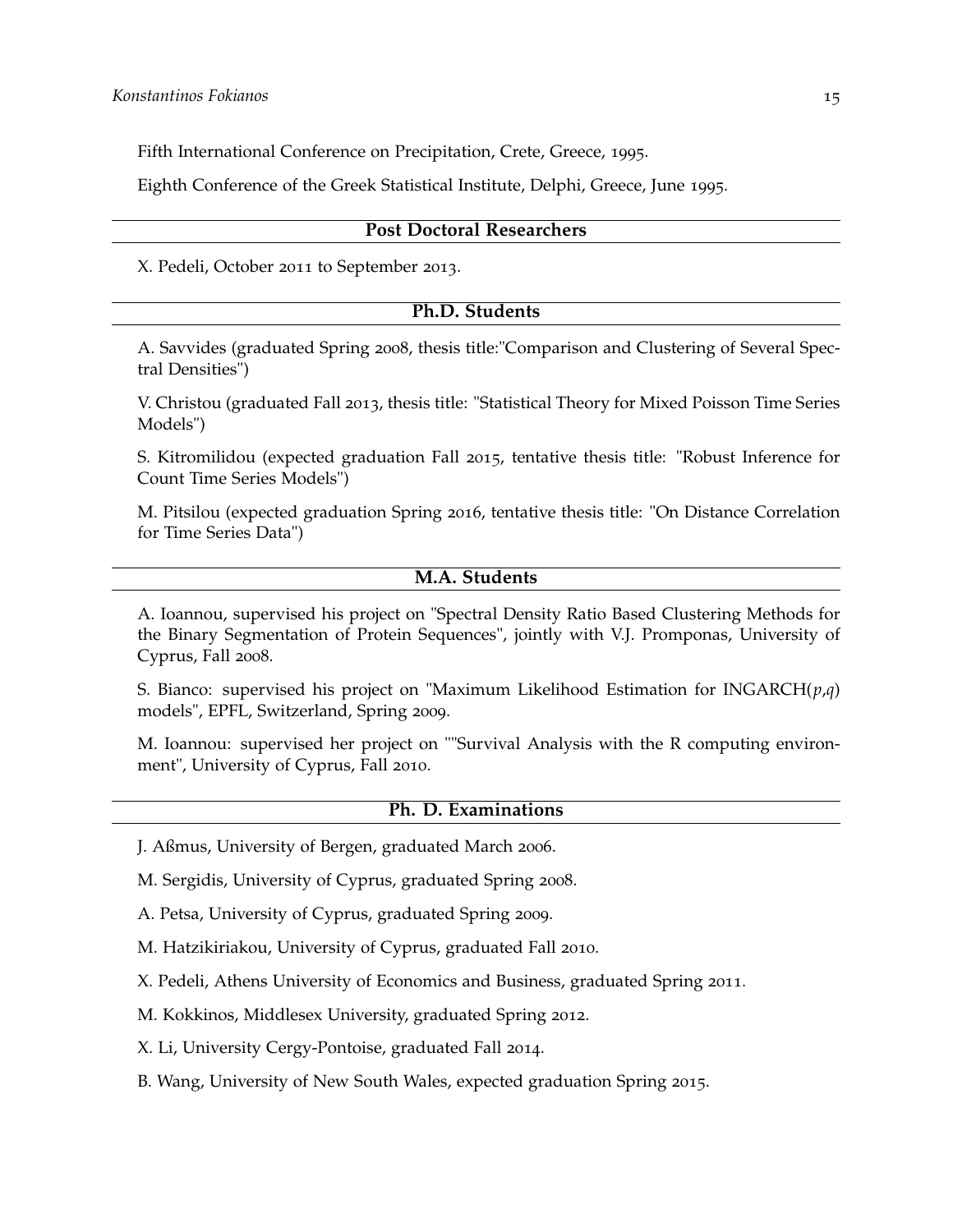Fifth International Conference on Precipitation, Crete, Greece, 1995.

Eighth Conference of the Greek Statistical Institute, Delphi, Greece, June 1995.

## Post Doctoral Researchers

X. Pedeli, October 2011 to September 2013.

## Ph.D. Students

A. Savvides (graduated Spring 2008, thesis title:"Comparison and Clustering of Several Spectral Densities")

V. Christou (graduated Fall 2013, thesis title: "Statistical Theory for Mixed Poisson Time Series Models")

S. Kitromilidou (expected graduation Fall 2015, tentative thesis title: "Robust Inference for Count Time Series Models")

M. Pitsilou (expected graduation Spring 2016, tentative thesis title: "On Distance Correlation for Time Series Data")

## M.A. Students

A. Ioannou, supervised his project on "Spectral Density Ratio Based Clustering Methods for the Binary Segmentation of Protein Sequences", jointly with V.J. Promponas, University of Cyprus, Fall 2008.

S. Bianco: supervised his project on "Maximum Likelihood Estimation for INGARCH($p$,$q$) models", EPFL, Switzerland, Spring 2009.

M. Ioannou: supervised her project on ""Survival Analysis with the R computing environment", University of Cyprus, Fall 2010.

## Ph. D. Examinations

J. Aßmus, University of Bergen, graduated March 2006.

M. Sergidis, University of Cyprus, graduated Spring 2008.

A. Petsa, University of Cyprus, graduated Spring 2009.

M. Hatzikiriakou, University of Cyprus, graduated Fall 2010.

X. Pedeli, Athens University of Economics and Business, graduated Spring 2011.

M. Kokkinos, Middlesex University, graduated Spring 2012.

X. Li, University Cergy-Pontoise, graduated Fall 2014.

B. Wang, University of New South Wales, expected graduation Spring 2015.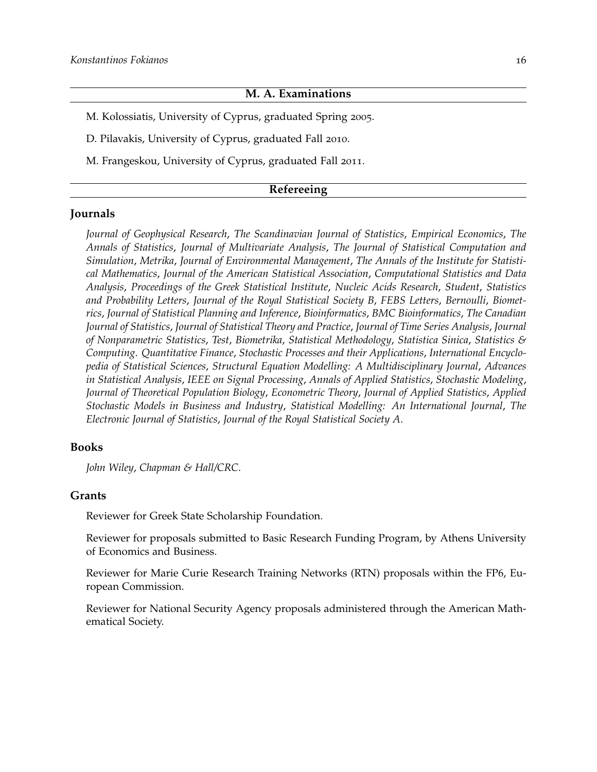## M. A. Examinations

M. Kolossiatis, University of Cyprus, graduated Spring 2005.

D. Pilavakis, University of Cyprus, graduated Fall 2010.

M. Frangeskou, University of Cyprus, graduated Fall 2011.

## Refereeing

### Journals

*Journal of Geophysical Research*, *The Scandinavian Journal of Statistics*, *Empirical Economics*, *The Annals of Statistics*, *Journal of Multivariate Analysis*, *The Journal of Statistical Computation and Simulation*, *Metrika*, *Journal of Environmental Management*, *The Annals of the Institute for Statistical Mathematics*, *Journal of the American Statistical Association*, *Computational Statistics and Data Analysis*, *Proceedings of the Greek Statistical Institute*, *Nucleic Acids Research*, *Student*, *Statistics and Probability Letters*, *Journal of the Royal Statistical Society B*, *FEBS Letters*, *Bernoulli*, *Biometrics*, *Journal of Statistical Planning and Inference*, *Bioinformatics*, *BMC Bioinformatics*, *The Canadian Journal of Statistics*, *Journal of Statistical Theory and Practice*, *Journal of Time Series Analysis*, *Journal of Nonparametric Statistics*, *Test*, *Biometrika*, *Statistical Methodology*, *Statistica Sinica*, *Statistics & Computing*. *Quantitative Finance*, *Stochastic Processes and their Applications*, *International Encyclopedia of Statistical Sciences*, *Structural Equation Modelling: A Multidisciplinary Journal*, *Advances in Statistical Analysis*, *IEEE on Signal Processing*, *Annals of Applied Statistics*, *Stochastic Modeling*, *Journal of Theoretical Population Biology*, *Econometric Theory*, *Journal of Applied Statistics*, *Applied Stochastic Models in Business and Industry*, *Statistical Modelling: An International Journal*, *The Electronic Journal of Statistics*, *Journal of the Royal Statistical Society A*.

### Books

*John Wiley*, *Chapman & Hall/CRC*.

### Grants

Reviewer for Greek State Scholarship Foundation.

Reviewer for proposals submitted to Basic Research Funding Program, by Athens University of Economics and Business.

Reviewer for Marie Curie Research Training Networks (RTN) proposals within the FP6, European Commission.

Reviewer for National Security Agency proposals administered through the American Mathematical Society.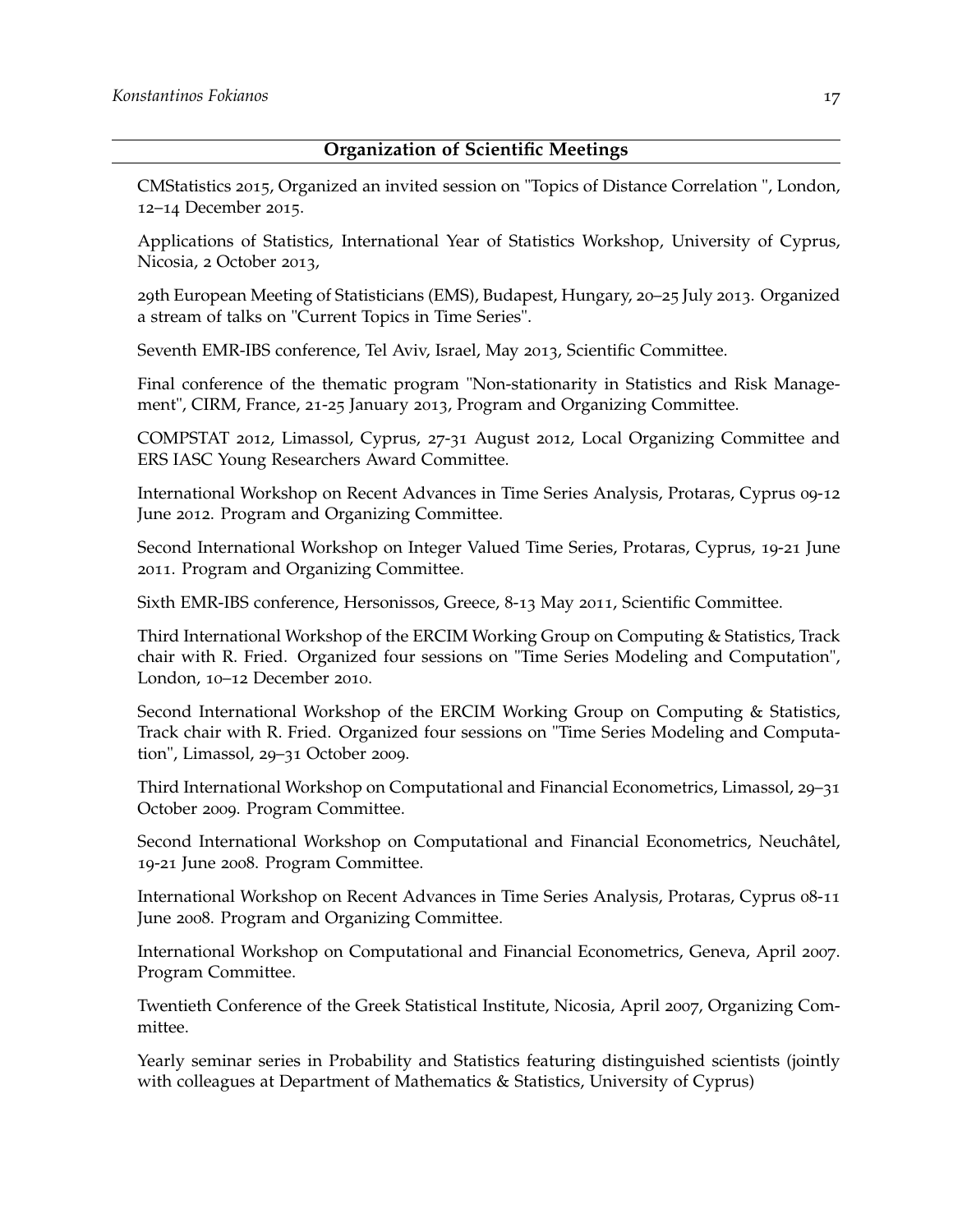## Organization of Scientific Meetings

CMStatistics 2015, Organized an invited session on "Topics of Distance Correlation ", London, 12–14 December 2015.

Applications of Statistics, International Year of Statistics Workshop, University of Cyprus, Nicosia, 2 October 2013,

29th European Meeting of Statisticians (EMS), Budapest, Hungary, 20–25 July 2013. Organized a stream of talks on "Current Topics in Time Series".

Seventh EMR-IBS conference, Tel Aviv, Israel, May 2013, Scientific Committee.

Final conference of the thematic program "Non-stationarity in Statistics and Risk Management", CIRM, France, 21-25 January 2013, Program and Organizing Committee.

COMPSTAT 2012, Limassol, Cyprus, 27-31 August 2012, Local Organizing Committee and ERS IASC Young Researchers Award Committee.

International Workshop on Recent Advances in Time Series Analysis, Protaras, Cyprus 09-12 June 2012. Program and Organizing Committee.

Second International Workshop on Integer Valued Time Series, Protaras, Cyprus, 19-21 June 2011. Program and Organizing Committee.

Sixth EMR-IBS conference, Hersonissos, Greece, 8-13 May 2011, Scientific Committee.

Third International Workshop of the ERCIM Working Group on Computing & Statistics, Track chair with R. Fried. Organized four sessions on "Time Series Modeling and Computation", London, 10–12 December 2010.

Second International Workshop of the ERCIM Working Group on Computing & Statistics, Track chair with R. Fried. Organized four sessions on "Time Series Modeling and Computation", Limassol, 29–31 October 2009.

Third International Workshop on Computational and Financial Econometrics, Limassol, 29–31 October 2009. Program Committee.

Second International Workshop on Computational and Financial Econometrics, Neuchâtel, 19-21 June 2008. Program Committee.

International Workshop on Recent Advances in Time Series Analysis, Protaras, Cyprus 08-11 June 2008. Program and Organizing Committee.

International Workshop on Computational and Financial Econometrics, Geneva, April 2007. Program Committee.

Twentieth Conference of the Greek Statistical Institute, Nicosia, April 2007, Organizing Committee.

Yearly seminar series in Probability and Statistics featuring distinguished scientists (jointly with colleagues at Department of Mathematics & Statistics, University of Cyprus)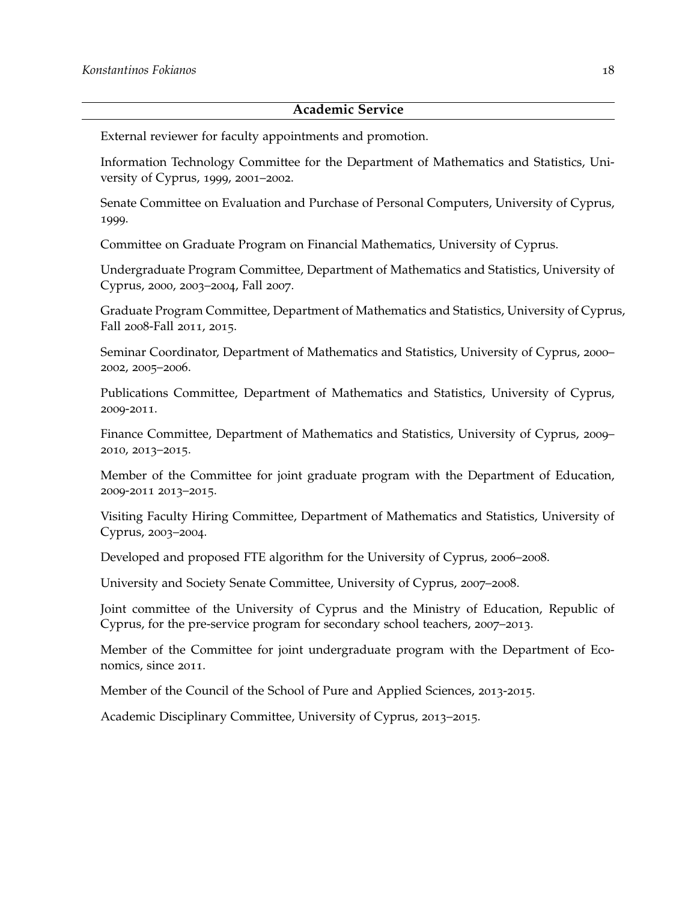## Academic Service

External reviewer for faculty appointments and promotion.

Information Technology Committee for the Department of Mathematics and Statistics, University of Cyprus, 1999, 2001–2002.

Senate Committee on Evaluation and Purchase of Personal Computers, University of Cyprus, 1999.

Committee on Graduate Program on Financial Mathematics, University of Cyprus.

Undergraduate Program Committee, Department of Mathematics and Statistics, University of Cyprus, 2000, 2003–2004, Fall 2007.

Graduate Program Committee, Department of Mathematics and Statistics, University of Cyprus, Fall 2008-Fall 2011, 2015.

Seminar Coordinator, Department of Mathematics and Statistics, University of Cyprus, 2000–2002, 2005–2006.

Publications Committee, Department of Mathematics and Statistics, University of Cyprus, 2009-2011.

Finance Committee, Department of Mathematics and Statistics, University of Cyprus, 2009–2010, 2013–2015.

Member of the Committee for joint graduate program with the Department of Education, 2009-2011 2013–2015.

Visiting Faculty Hiring Committee, Department of Mathematics and Statistics, University of Cyprus, 2003–2004.

Developed and proposed FTE algorithm for the University of Cyprus, 2006–2008.

University and Society Senate Committee, University of Cyprus, 2007–2008.

Joint committee of the University of Cyprus and the Ministry of Education, Republic of Cyprus, for the pre-service program for secondary school teachers, 2007–2013.

Member of the Committee for joint undergraduate program with the Department of Economics, since 2011.

Member of the Council of the School of Pure and Applied Sciences, 2013-2015.

Academic Disciplinary Committee, University of Cyprus, 2013–2015.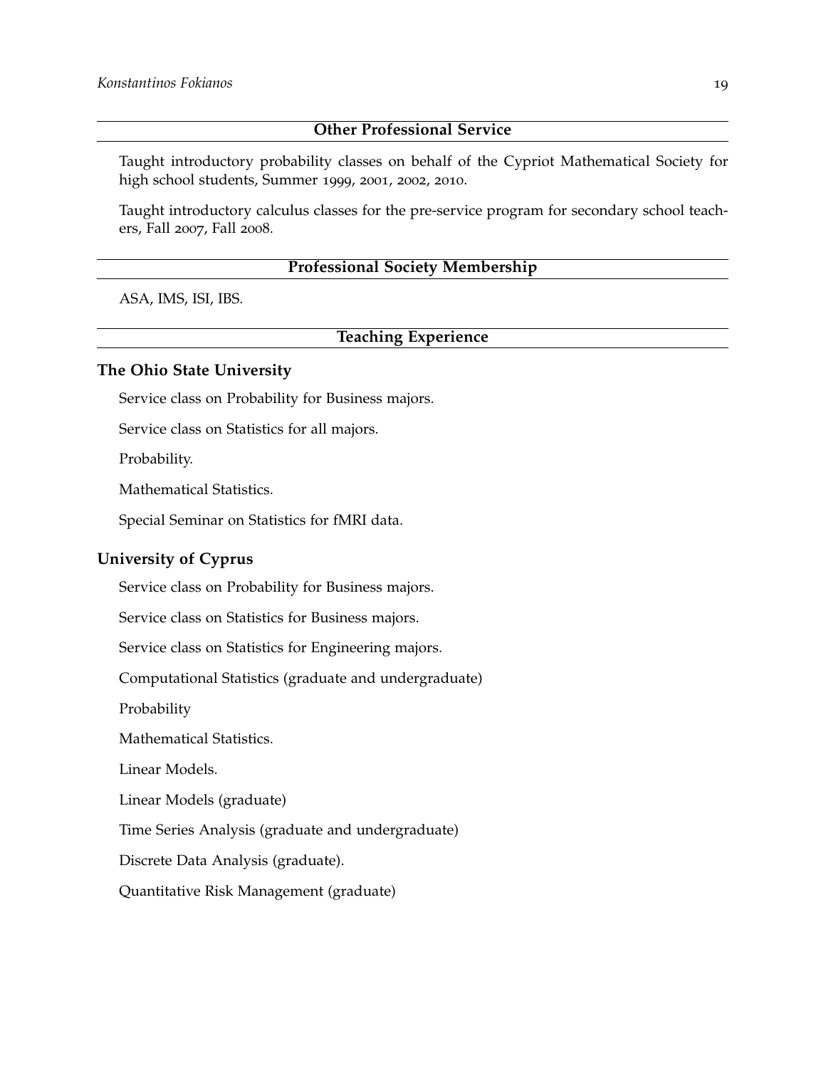## Other Professional Service

Taught introductory probability classes on behalf of the Cypriot Mathematical Society for high school students, Summer 1999, 2001, 2002, 2010.

Taught introductory calculus classes for the pre-service program for secondary school teachers, Fall 2007, Fall 2008.

## Professional Society Membership

ASA, IMS, ISI, IBS.

## Teaching Experience

### The Ohio State University

Service class on Probability for Business majors.

Service class on Statistics for all majors.

Probability.

Mathematical Statistics.

Special Seminar on Statistics for fMRI data.

### University of Cyprus

Service class on Probability for Business majors.

Service class on Statistics for Business majors.

Service class on Statistics for Engineering majors.

Computational Statistics (graduate and undergraduate)

Probability

Mathematical Statistics.

Linear Models.

Linear Models (graduate)

Time Series Analysis (graduate and undergraduate)

Discrete Data Analysis (graduate).

Quantitative Risk Management (graduate)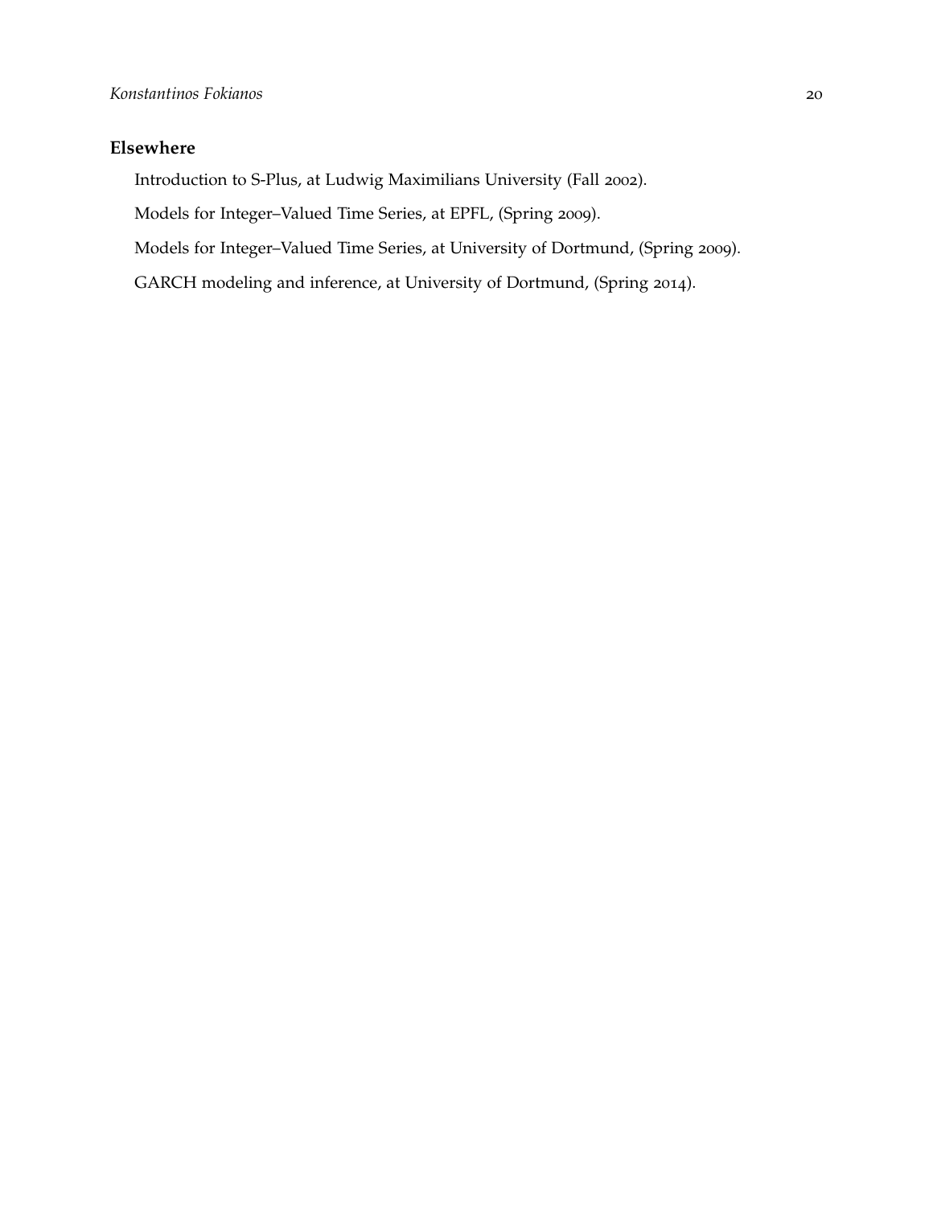## Elsewhere

Introduction to S-Plus, at Ludwig Maximilians University (Fall 2002).

Models for Integer–Valued Time Series, at EPFL, (Spring 2009).

Models for Integer–Valued Time Series, at University of Dortmund, (Spring 2009).

GARCH modeling and inference, at University of Dortmund, (Spring 2014).